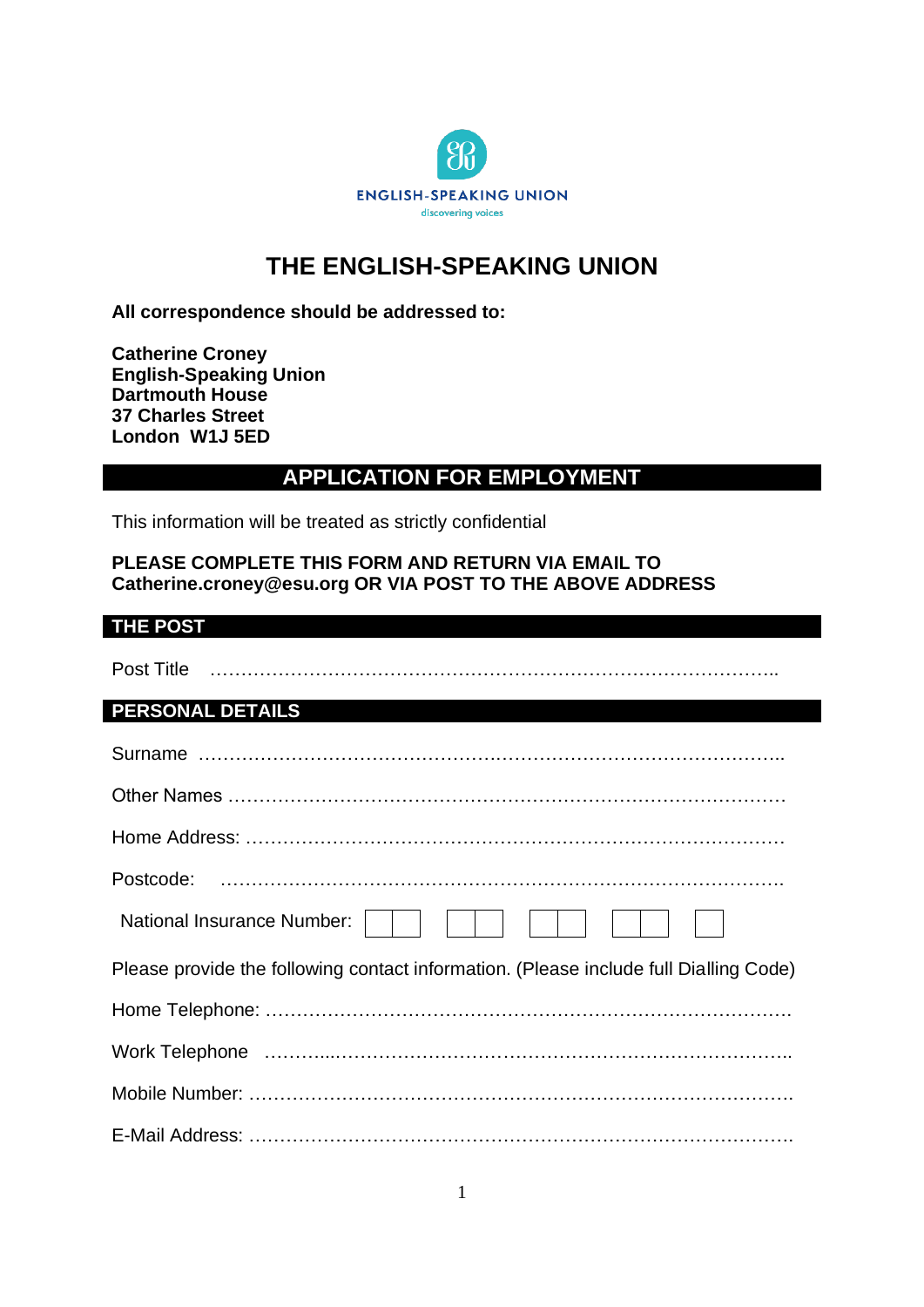ENGLISH-SPEAKING UNION
discovering voices

# THE ENGLISH-SPEAKING UNION

**All correspondence should be addressed to:**

**Catherine Croney**
**English-Speaking Union**
**Dartmouth House**
**37 Charles Street**
**London W1J 5ED**

## APPLICATION FOR EMPLOYMENT

This information will be treated as strictly confidential

**PLEASE COMPLETE THIS FORM AND RETURN VIA EMAIL TO Catherine.croney@esu.org OR VIA POST TO THE ABOVE ADDRESS**

### THE POST

Post Title ……………………………………………………………………………..

### PERSONAL DETAILS

Surname ……………………………………………………………………………..

Other Names ……………………………………………………………………………

Home Address: ………………………………………………………………………….

Postcode: ……………………………………………………………………………….

National Insurance Number: ☐☐ ☐☐ ☐☐ ☐☐ ☐

Please provide the following contact information. (Please include full Dialling Code)

Home Telephone: ………………………………………………………………………….

Work Telephone ……………………………………………………………………..

Mobile Number: …………………………………………………………………………….

E-Mail Address: …………………………………………………………………………….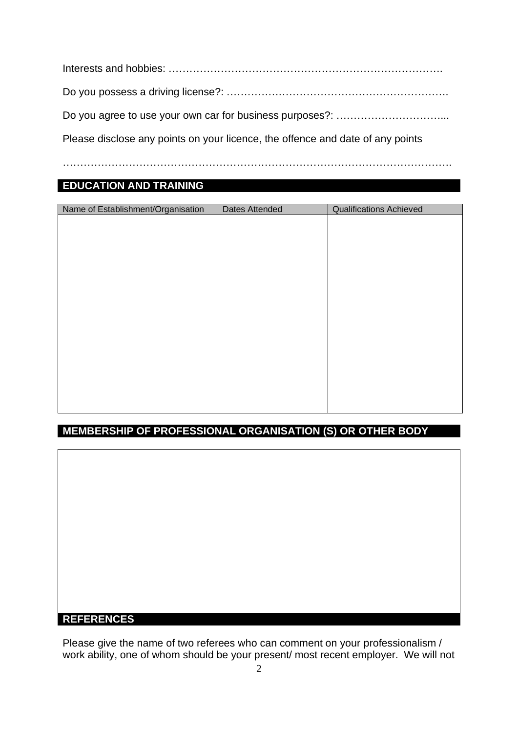Interests and hobbies: …………………………………………………………………….

Do you possess a driving license?: ……………………………………………………….

Do you agree to use your own car for business purposes?: …………………………...

Please disclose any points on your licence, the offence and date of any points

…………………………………………………………………………………………………

## EDUCATION AND TRAINING

| Name of Establishment/Organisation | Dates Attended | Qualifications Achieved |
| --- | --- | --- |
| | | |

## MEMBERSHIP OF PROFESSIONAL ORGANISATION (S) OR OTHER BODY

## REFERENCES

Please give the name of two referees who can comment on your professionalism / work ability, one of whom should be your present/ most recent employer. We will not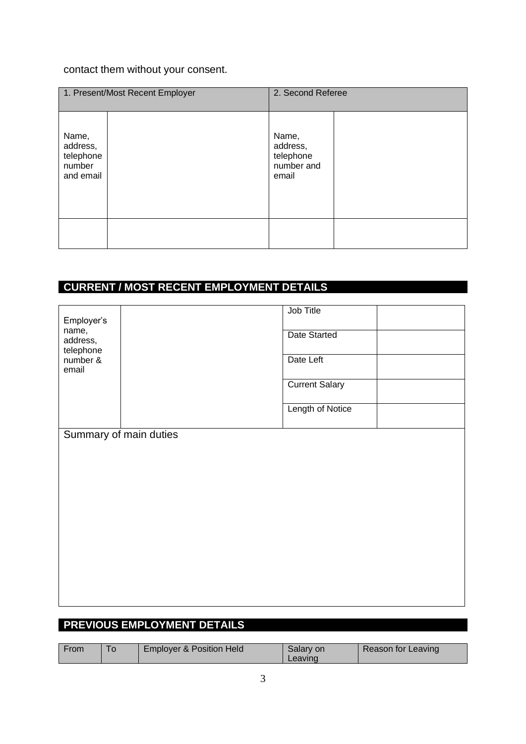contact them without your consent.

| 1. Present/Most Recent Employer | | 2. Second Referee | |
|---|---|---|---|
| Name, address, telephone number and email | | Name, address, telephone number and email | |
| | | | |

## CURRENT / MOST RECENT EMPLOYMENT DETAILS

| Employer's name, address, telephone number & email | | Job Title | |
|---|---|---|---|
| | | Date Started | |
| | | Date Left | |
| | | Current Salary | |
| | | Length of Notice | |

Summary of main duties

## PREVIOUS EMPLOYMENT DETAILS

| From | To | Employer & Position Held | Salary on Leaving | Reason for Leaving |
|---|---|---|---|---|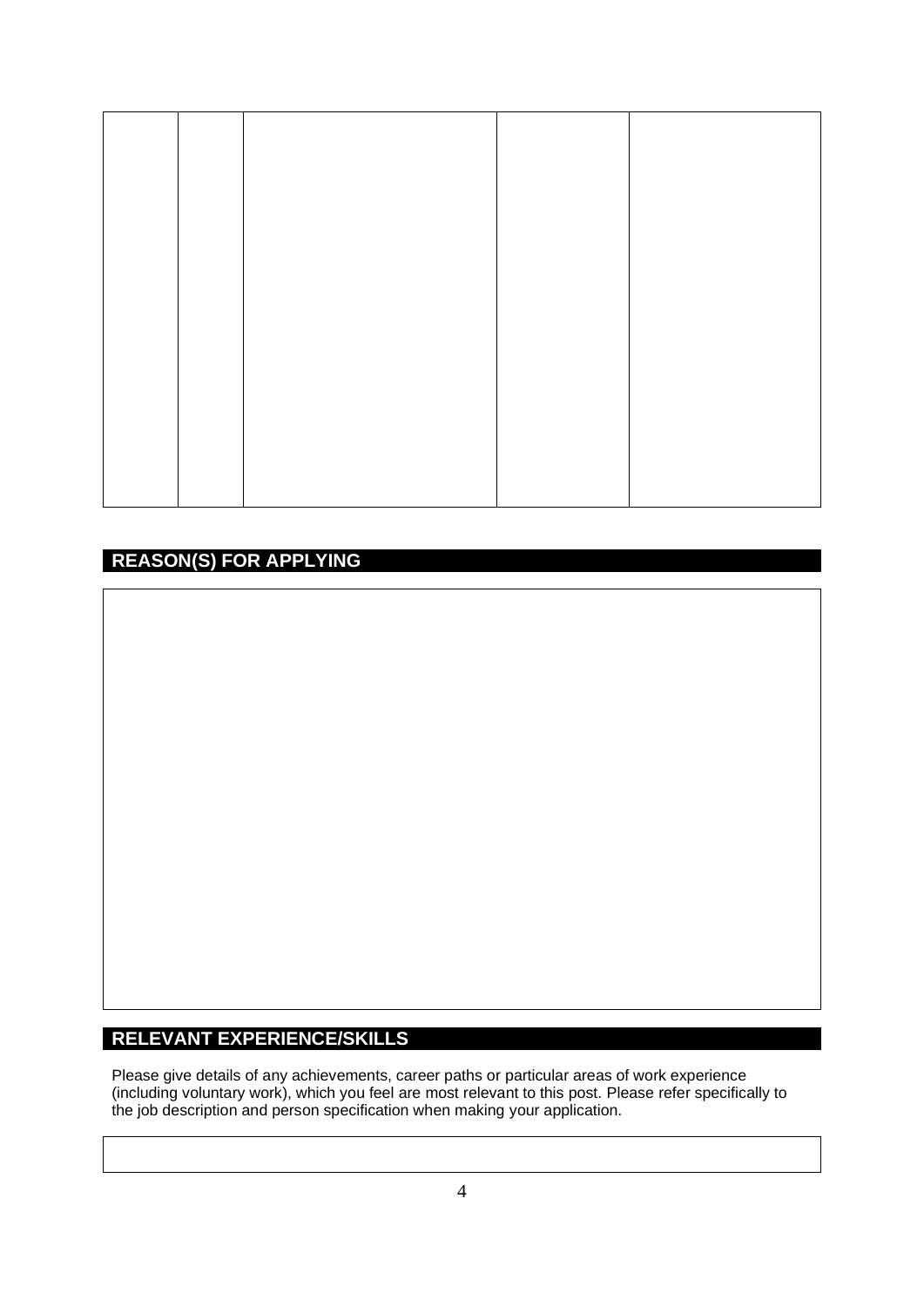| | | | | |
|---|---|---|---|---|
| | | | | |

## REASON(S) FOR APPLYING

| |
|---|
| |

## RELEVANT EXPERIENCE/SKILLS

Please give details of any achievements, career paths or particular areas of work experience (including voluntary work), which you feel are most relevant to this post. Please refer specifically to the job description and person specification when making your application.

| |
|---|
| |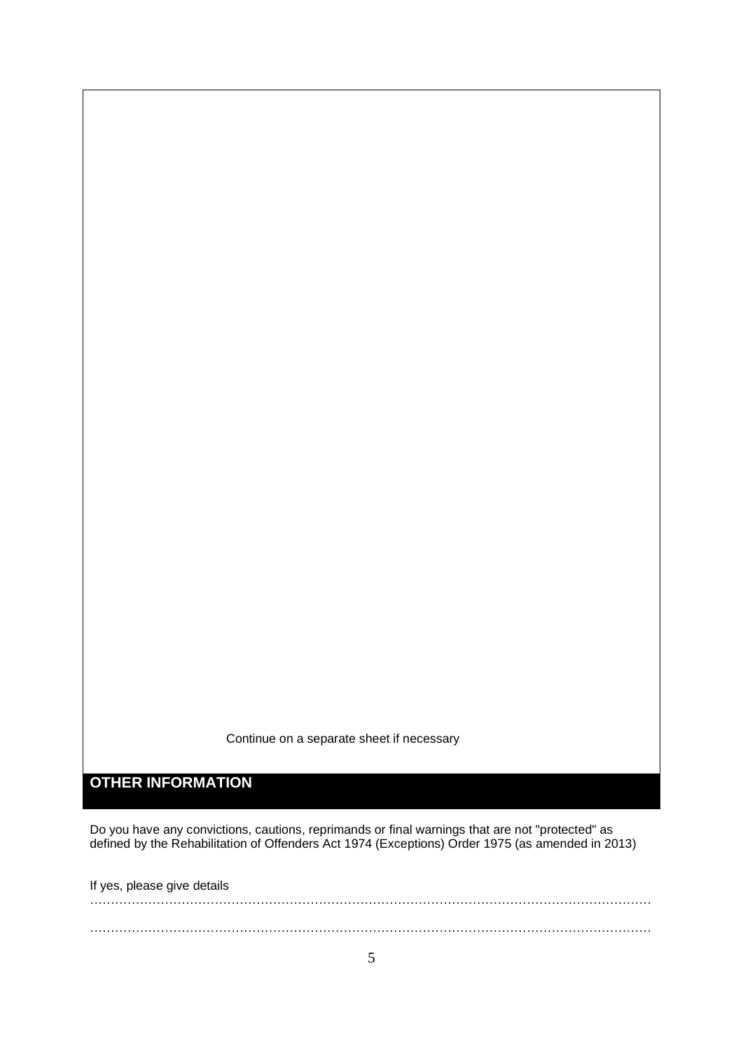Continue on a separate sheet if necessary

## OTHER INFORMATION

Do you have any convictions, cautions, reprimands or final warnings that are not "protected" as defined by the Rehabilitation of Offenders Act 1974 (Exceptions) Order 1975 (as amended in 2013)

If yes, please give details

……………………………………………………………………………………………………………………

……………………………………………………………………………………………………………………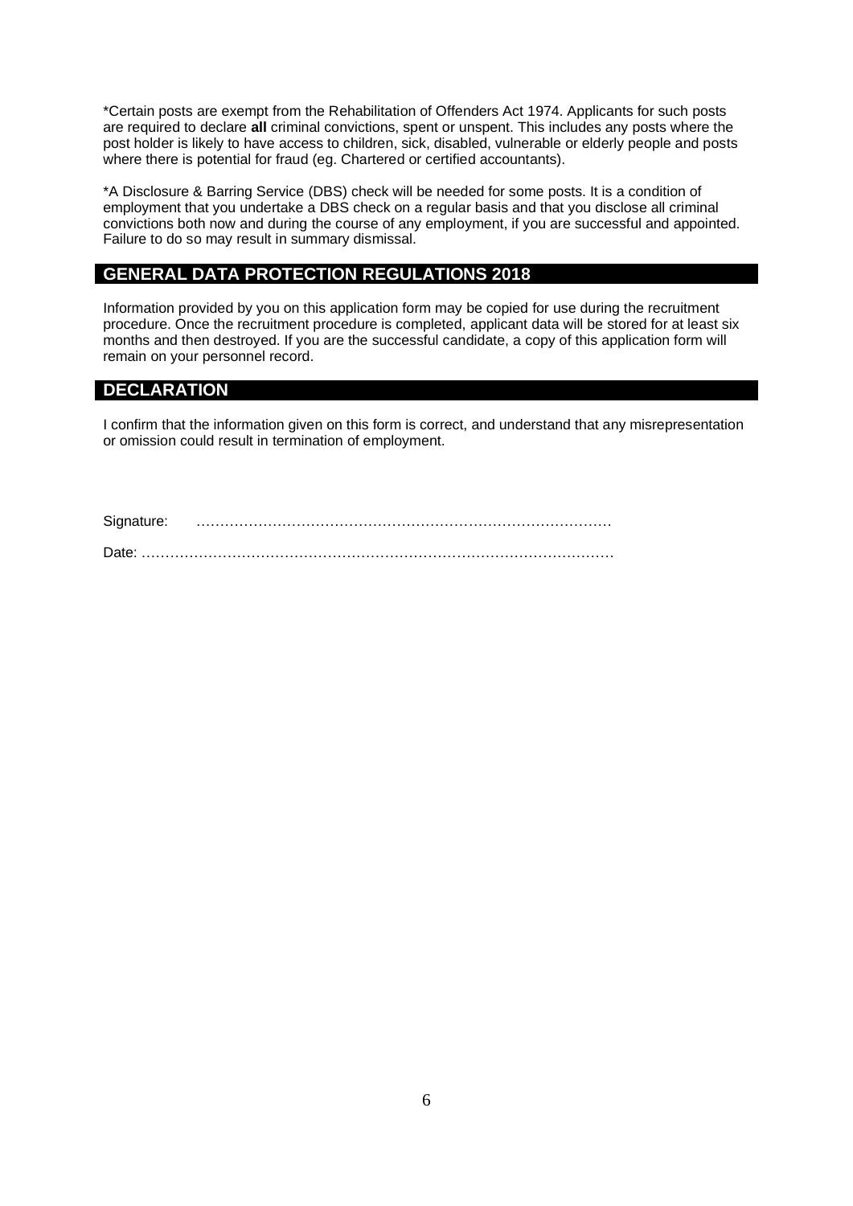*Certain posts are exempt from the Rehabilitation of Offenders Act 1974. Applicants for such posts are required to declare **all** criminal convictions, spent or unspent. This includes any posts where the post holder is likely to have access to children, sick, disabled, vulnerable or elderly people and posts where there is potential for fraud (eg. Chartered or certified accountants).

*A Disclosure & Barring Service (DBS) check will be needed for some posts. It is a condition of employment that you undertake a DBS check on a regular basis and that you disclose all criminal convictions both now and during the course of any employment, if you are successful and appointed. Failure to do so may result in summary dismissal.

## GENERAL DATA PROTECTION REGULATIONS 2018

Information provided by you on this application form may be copied for use during the recruitment procedure. Once the recruitment procedure is completed, applicant data will be stored for at least six months and then destroyed. If you are the successful candidate, a copy of this application form will remain on your personnel record.

## DECLARATION

I confirm that the information given on this form is correct, and understand that any misrepresentation or omission could result in termination of employment.

Signature: ………………………………………………………………………………

Date: ………………………………………………………………………………………